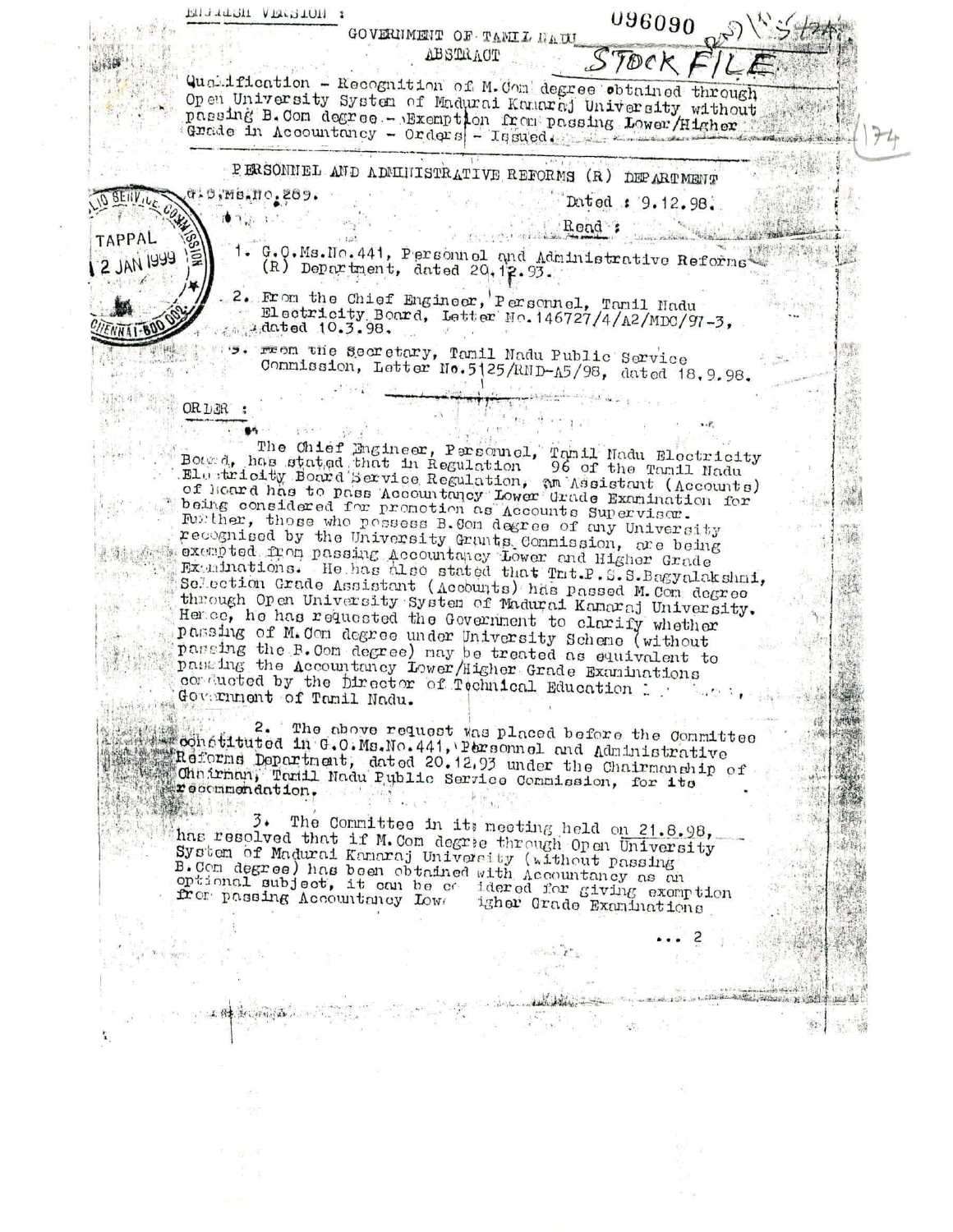ENGLISH VERSION :

096090

GOVERNMENT OF TAMIL NADU
ABSTRACT

STOCK FILE

Qualification - Recognition of M.Com degree obtained through Open University System of Madurai Kamaraj University without passing B.Com degree - Exemption from passing Lower/Higher Grade in Accountancy - Orders - Issued.

---

PERSONNEL AND ADMINISTRATIVE REFORMS (R) DEPARTMENT

G.O.Ms.No.289.

Dated : 9.12.98.

Read :

1. G.O.Ms.No.441, Personnel and Administrative Reforms (R) Department, dated 20.12.93.
2. From the Chief Engineer, Personnel, Tamil Nadu Electricity Board, Letter No.146727/4/A2/MDC/97-3, dated 10.3.98.
3. From the Secretary, Tamil Nadu Public Service Commission, Letter No.5125/RND-A5/98, dated 18.9.98.

---

ORDER :

The Chief Engineer, Personnel, Tamil Nadu Electricity Board, has stated that in Regulation 96 of the Tamil Nadu Electricity Board Service Regulation, an Assistant (Accounts) of Board has to pass Accountancy Lower Grade Examination for being considered for promotion as Accounts Supervisor. Further, those who possess B.Com degree of any University recognised by the University Grants Commission, are being exempted from passing Accountancy Lower and Higher Grade Examinations. He has also stated that Tmt.P.S.S.Bagyalakshmi, Selection Grade Assistant (Accounts) has passed M.Com degree through Open University System of Madurai Kamaraj University. Hence, he has requested the Government to clarify whether passing of M.Com degree under University Scheme (without passing the B.Com degree) may be treated as equivalent to passing the Accountancy Lower/Higher Grade Examinations conducted by the Director of Technical Education, Government of Tamil Nadu.

2. The above request was placed before the Committee constituted in G.O.Ms.No.441, Personnel and Administrative Reforms Department, dated 20.12.93 under the Chairmanship of Chairman, Tamil Nadu Public Service Commission, for its recommendation.

3. The Committee in its meeting held on 21.8.98, has resolved that if M.Com degree through Open University System of Madurai Kamaraj University (without passing B.Com degree) has been obtained with Accountancy as an optional subject, it can be considered for giving exemption from passing Accountancy Lower/Higher Grade Examinations

... 2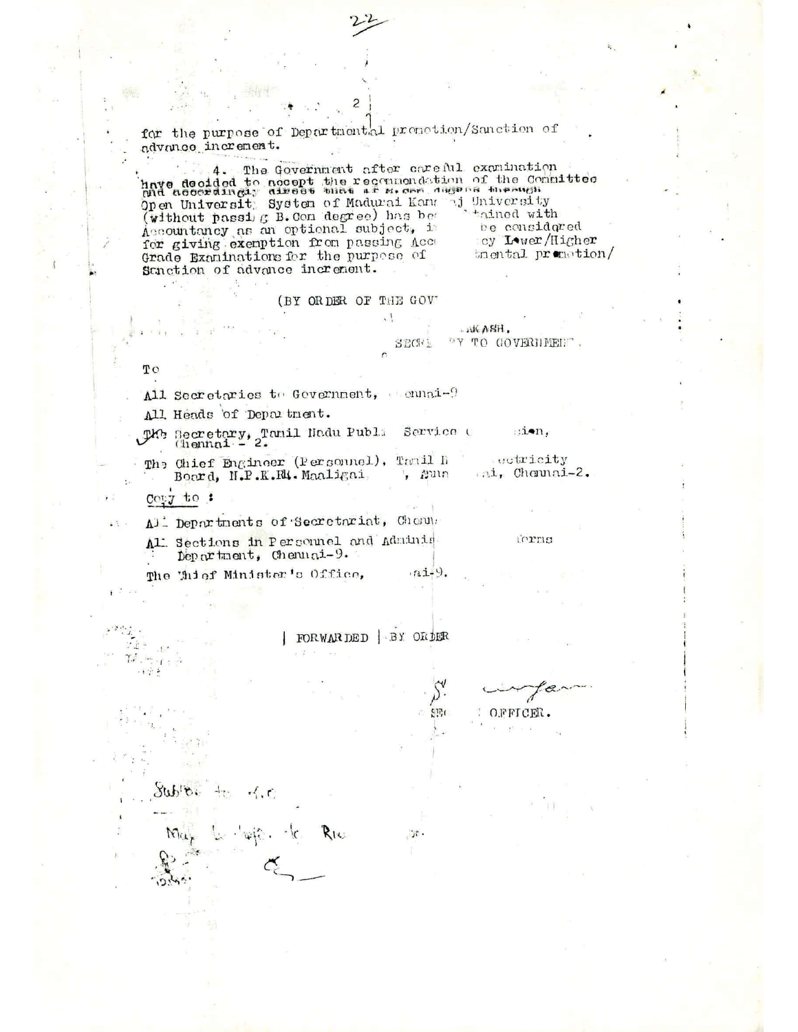for the purpose of Departmental promotion/Sanction of advance increment.

4. The Government after careful examination have decided to accept the recommendation of the Committee and accordingly direct that a M.Com degree through Open University System of Madurai Kamaraj University (without passing B.Com degree) has been obtained with Accountancy as an optional subject, it be considered for giving exemption from passing Accountancy Lower/Higher Grade Examinations for the purpose of Departmental promotion/ Sanction of advance increment.

(BY ORDER OF THE GOV

AKASH,
SECRETARY TO GOVERNMENT.

To

All Secretaries to Government, Chennai-9

All Heads of Department.

The Secretary, Tamil Nadu Public Service Commission, Chennai - 2.

The Chief Engineer (Personnel), Tamil Nadu Electricity Board, N.P.K.R.R. Maaligai, Anna Salai, Chennai-2.

Copy to :

All Departments of Secretariat, Chennai

All Sections in Personnel and Administrative Reforms Department, Chennai-9.

The Chief Minister's Office, Chennai-9.

| FORWARDED | BY ORDER

SECTION OFFICER.

Sub to A.O

May be kept in Rec.